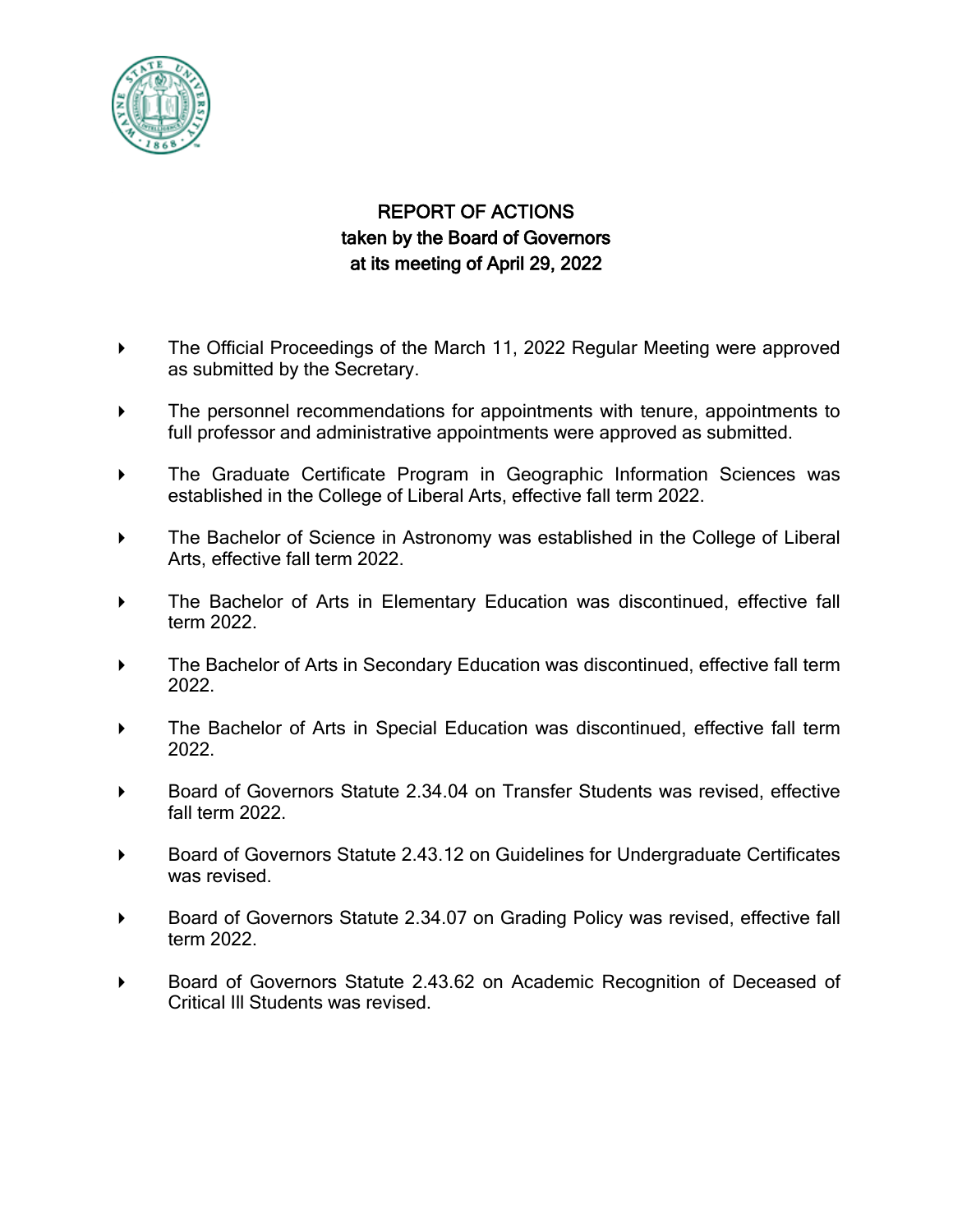# REPORT OF ACTIONS
## taken by the Board of Governors
## at its meeting of April 29, 2022

- The Official Proceedings of the March 11, 2022 Regular Meeting were approved as submitted by the Secretary.

- The personnel recommendations for appointments with tenure, appointments to full professor and administrative appointments were approved as submitted.

- The Graduate Certificate Program in Geographic Information Sciences was established in the College of Liberal Arts, effective fall term 2022.

- The Bachelor of Science in Astronomy was established in the College of Liberal Arts, effective fall term 2022.

- The Bachelor of Arts in Elementary Education was discontinued, effective fall term 2022.

- The Bachelor of Arts in Secondary Education was discontinued, effective fall term 2022.

- The Bachelor of Arts in Special Education was discontinued, effective fall term 2022.

- Board of Governors Statute 2.34.04 on Transfer Students was revised, effective fall term 2022.

- Board of Governors Statute 2.43.12 on Guidelines for Undergraduate Certificates was revised.

- Board of Governors Statute 2.34.07 on Grading Policy was revised, effective fall term 2022.

- Board of Governors Statute 2.43.62 on Academic Recognition of Deceased of Critical Ill Students was revised.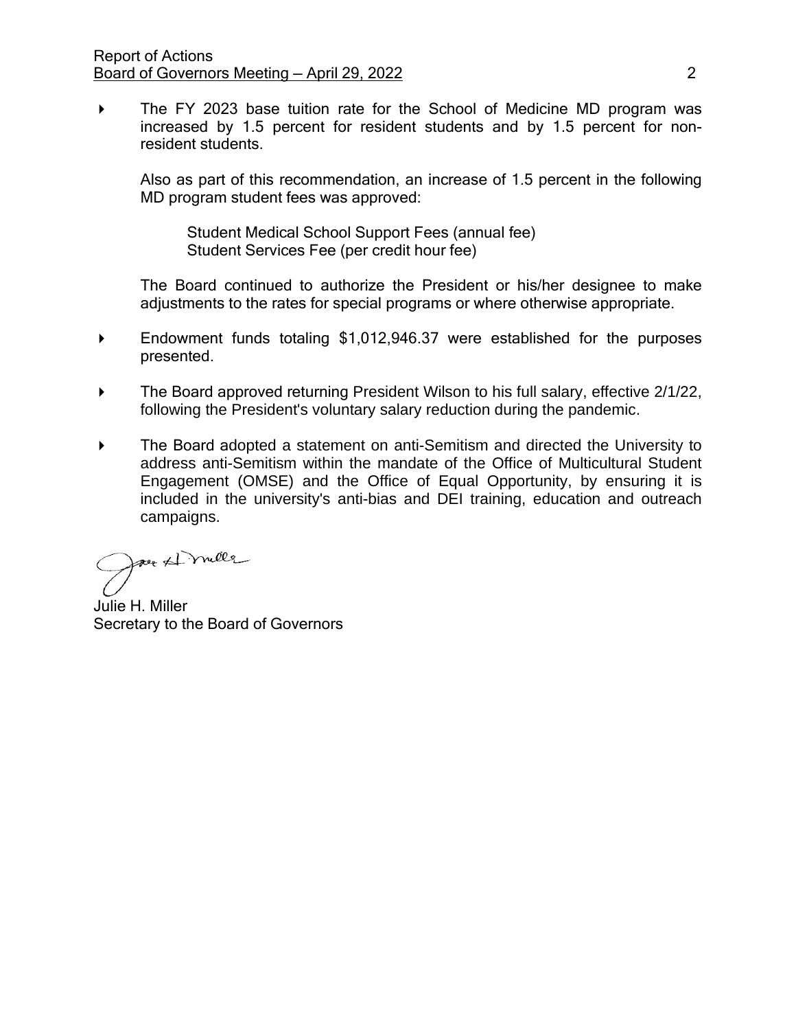- The FY 2023 base tuition rate for the School of Medicine MD program was increased by 1.5 percent for resident students and by 1.5 percent for non-resident students.

  Also as part of this recommendation, an increase of 1.5 percent in the following MD program student fees was approved:

  Student Medical School Support Fees (annual fee)
  Student Services Fee (per credit hour fee)

  The Board continued to authorize the President or his/her designee to make adjustments to the rates for special programs or where otherwise appropriate.

- Endowment funds totaling $1,012,946.37 were established for the purposes presented.

- The Board approved returning President Wilson to his full salary, effective 2/1/22, following the President's voluntary salary reduction during the pandemic.

- The Board adopted a statement on anti-Semitism and directed the University to address anti-Semitism within the mandate of the Office of Multicultural Student Engagement (OMSE) and the Office of Equal Opportunity, by ensuring it is included in the university's anti-bias and DEI training, education and outreach campaigns.

Julie H. Miller
Secretary to the Board of Governors